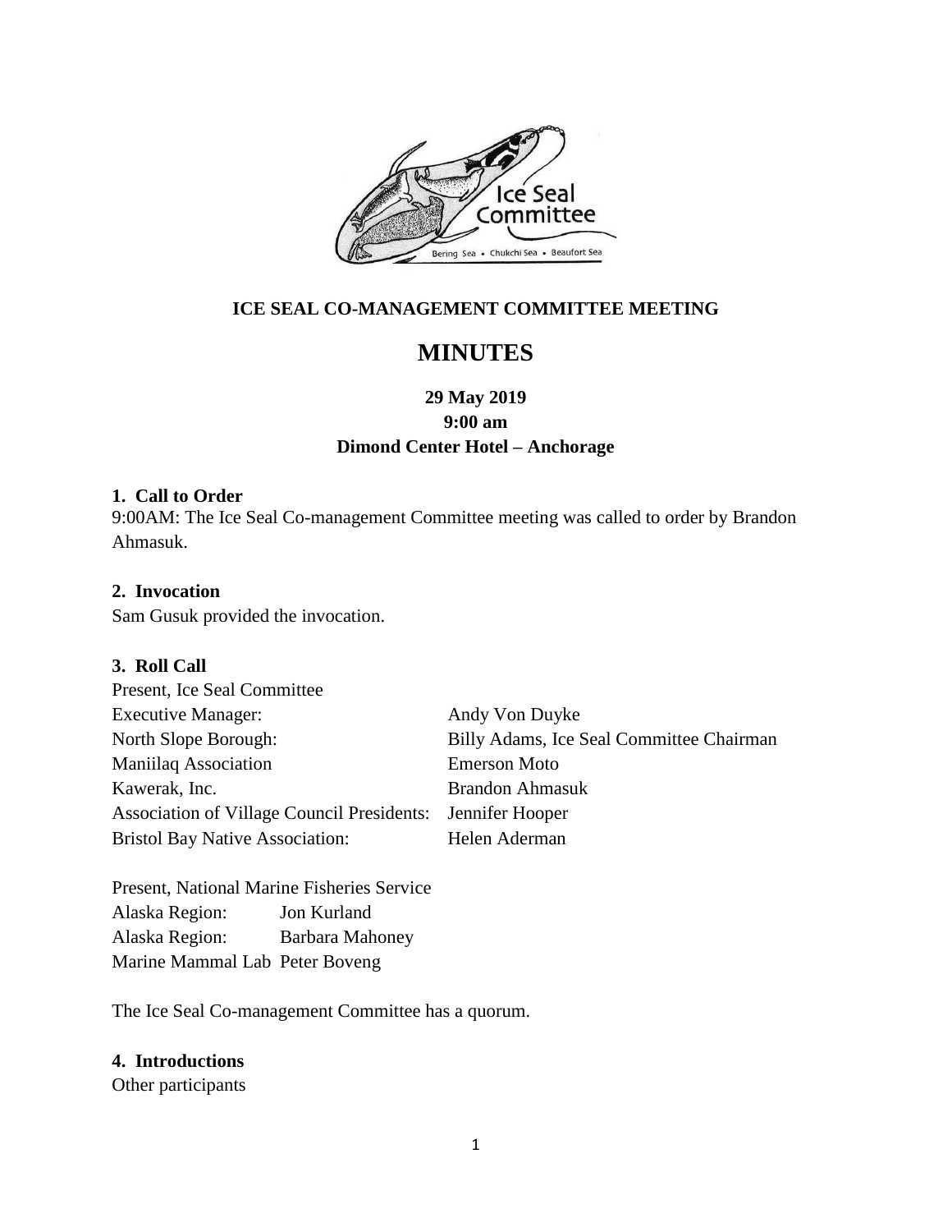**ICE SEAL CO-MANAGEMENT COMMITTEE MEETING**

# MINUTES

**29 May 2019**
**9:00 am**
**Dimond Center Hotel – Anchorage**

### 1. Call to Order

9:00AM: The Ice Seal Co-management Committee meeting was called to order by Brandon Ahmasuk.

### 2. Invocation

Sam Gusuk provided the invocation.

### 3. Roll Call

Present, Ice Seal Committee

| | |
|---|---|
| Executive Manager: | Andy Von Duyke |
| North Slope Borough: | Billy Adams, Ice Seal Committee Chairman |
| Maniilaq Association | Emerson Moto |
| Kawerak, Inc. | Brandon Ahmasuk |
| Association of Village Council Presidents: | Jennifer Hooper |
| Bristol Bay Native Association: | Helen Aderman |

Present, National Marine Fisheries Service

| | |
|---|---|
| Alaska Region: | Jon Kurland |
| Alaska Region: | Barbara Mahoney |
| Marine Mammal Lab | Peter Boveng |

The Ice Seal Co-management Committee has a quorum.

### 4. Introductions

Other participants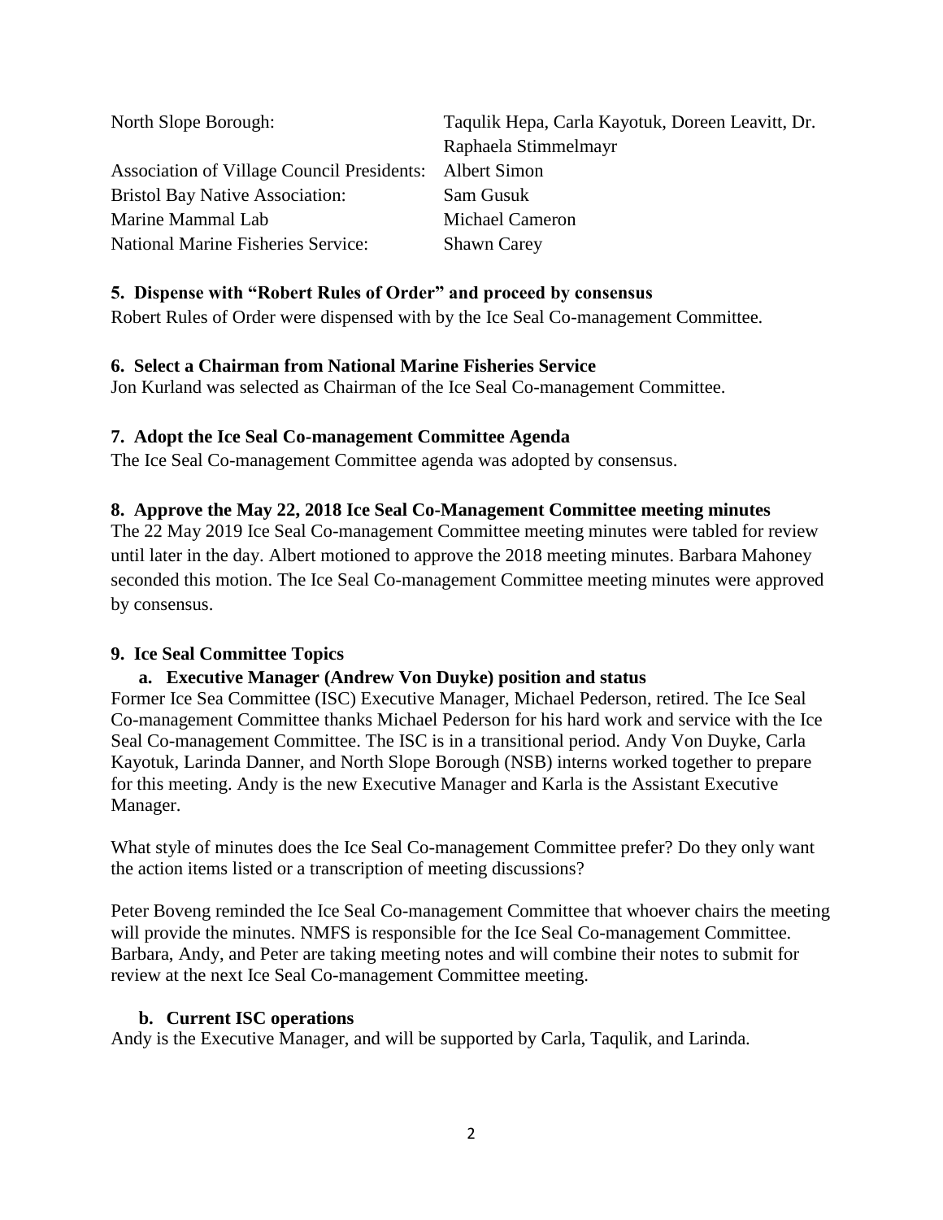| | |
|---|---|
| North Slope Borough: | Taqulik Hepa, Carla Kayotuk, Doreen Leavitt, Dr. Raphaela Stimmelmayr |
| Association of Village Council Presidents: | Albert Simon |
| Bristol Bay Native Association: | Sam Gusuk |
| Marine Mammal Lab | Michael Cameron |
| National Marine Fisheries Service: | Shawn Carey |

### 5. Dispense with "Robert Rules of Order" and proceed by consensus

Robert Rules of Order were dispensed with by the Ice Seal Co-management Committee.

### 6. Select a Chairman from National Marine Fisheries Service

Jon Kurland was selected as Chairman of the Ice Seal Co-management Committee.

### 7. Adopt the Ice Seal Co-management Committee Agenda

The Ice Seal Co-management Committee agenda was adopted by consensus.

### 8. Approve the May 22, 2018 Ice Seal Co-Management Committee meeting minutes

The 22 May 2019 Ice Seal Co-management Committee meeting minutes were tabled for review until later in the day. Albert motioned to approve the 2018 meeting minutes. Barbara Mahoney seconded this motion. The Ice Seal Co-management Committee meeting minutes were approved by consensus.

### 9. Ice Seal Committee Topics

#### a. Executive Manager (Andrew Von Duyke) position and status

Former Ice Sea Committee (ISC) Executive Manager, Michael Pederson, retired. The Ice Seal Co-management Committee thanks Michael Pederson for his hard work and service with the Ice Seal Co-management Committee. The ISC is in a transitional period. Andy Von Duyke, Carla Kayotuk, Larinda Danner, and North Slope Borough (NSB) interns worked together to prepare for this meeting. Andy is the new Executive Manager and Karla is the Assistant Executive Manager.

What style of minutes does the Ice Seal Co-management Committee prefer? Do they only want the action items listed or a transcription of meeting discussions?

Peter Boveng reminded the Ice Seal Co-management Committee that whoever chairs the meeting will provide the minutes. NMFS is responsible for the Ice Seal Co-management Committee. Barbara, Andy, and Peter are taking meeting notes and will combine their notes to submit for review at the next Ice Seal Co-management Committee meeting.

#### b. Current ISC operations

Andy is the Executive Manager, and will be supported by Carla, Taqulik, and Larinda.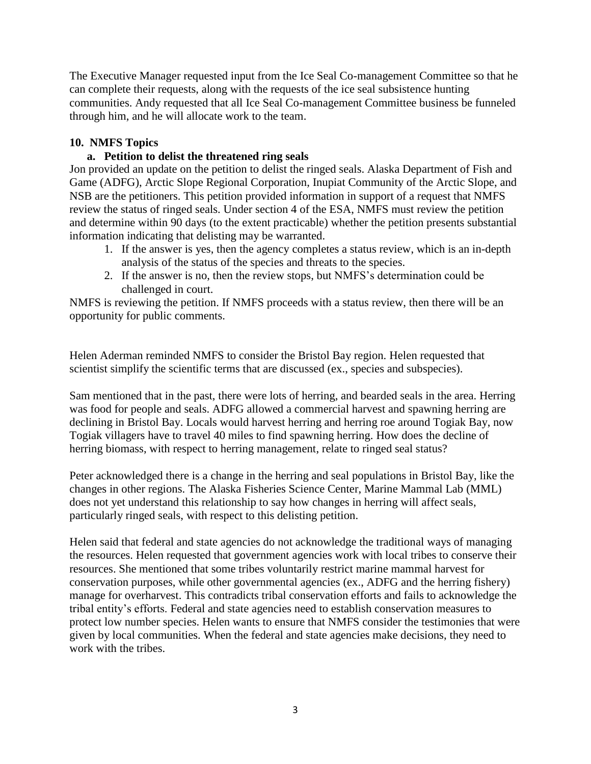The Executive Manager requested input from the Ice Seal Co-management Committee so that he can complete their requests, along with the requests of the ice seal subsistence hunting communities. Andy requested that all Ice Seal Co-management Committee business be funneled through him, and he will allocate work to the team.

## 10. NMFS Topics

### a. Petition to delist the threatened ring seals

Jon provided an update on the petition to delist the ringed seals. Alaska Department of Fish and Game (ADFG), Arctic Slope Regional Corporation, Inupiat Community of the Arctic Slope, and NSB are the petitioners. This petition provided information in support of a request that NMFS review the status of ringed seals. Under section 4 of the ESA, NMFS must review the petition and determine within 90 days (to the extent practicable) whether the petition presents substantial information indicating that delisting may be warranted.

1. If the answer is yes, then the agency completes a status review, which is an in-depth analysis of the status of the species and threats to the species.
2. If the answer is no, then the review stops, but NMFS's determination could be challenged in court.

NMFS is reviewing the petition. If NMFS proceeds with a status review, then there will be an opportunity for public comments.

Helen Aderman reminded NMFS to consider the Bristol Bay region. Helen requested that scientist simplify the scientific terms that are discussed (ex., species and subspecies).

Sam mentioned that in the past, there were lots of herring, and bearded seals in the area. Herring was food for people and seals. ADFG allowed a commercial harvest and spawning herring are declining in Bristol Bay. Locals would harvest herring and herring roe around Togiak Bay, now Togiak villagers have to travel 40 miles to find spawning herring. How does the decline of herring biomass, with respect to herring management, relate to ringed seal status?

Peter acknowledged there is a change in the herring and seal populations in Bristol Bay, like the changes in other regions. The Alaska Fisheries Science Center, Marine Mammal Lab (MML) does not yet understand this relationship to say how changes in herring will affect seals, particularly ringed seals, with respect to this delisting petition.

Helen said that federal and state agencies do not acknowledge the traditional ways of managing the resources. Helen requested that government agencies work with local tribes to conserve their resources. She mentioned that some tribes voluntarily restrict marine mammal harvest for conservation purposes, while other governmental agencies (ex., ADFG and the herring fishery) manage for overharvest. This contradicts tribal conservation efforts and fails to acknowledge the tribal entity's efforts. Federal and state agencies need to establish conservation measures to protect low number species. Helen wants to ensure that NMFS consider the testimonies that were given by local communities. When the federal and state agencies make decisions, they need to work with the tribes.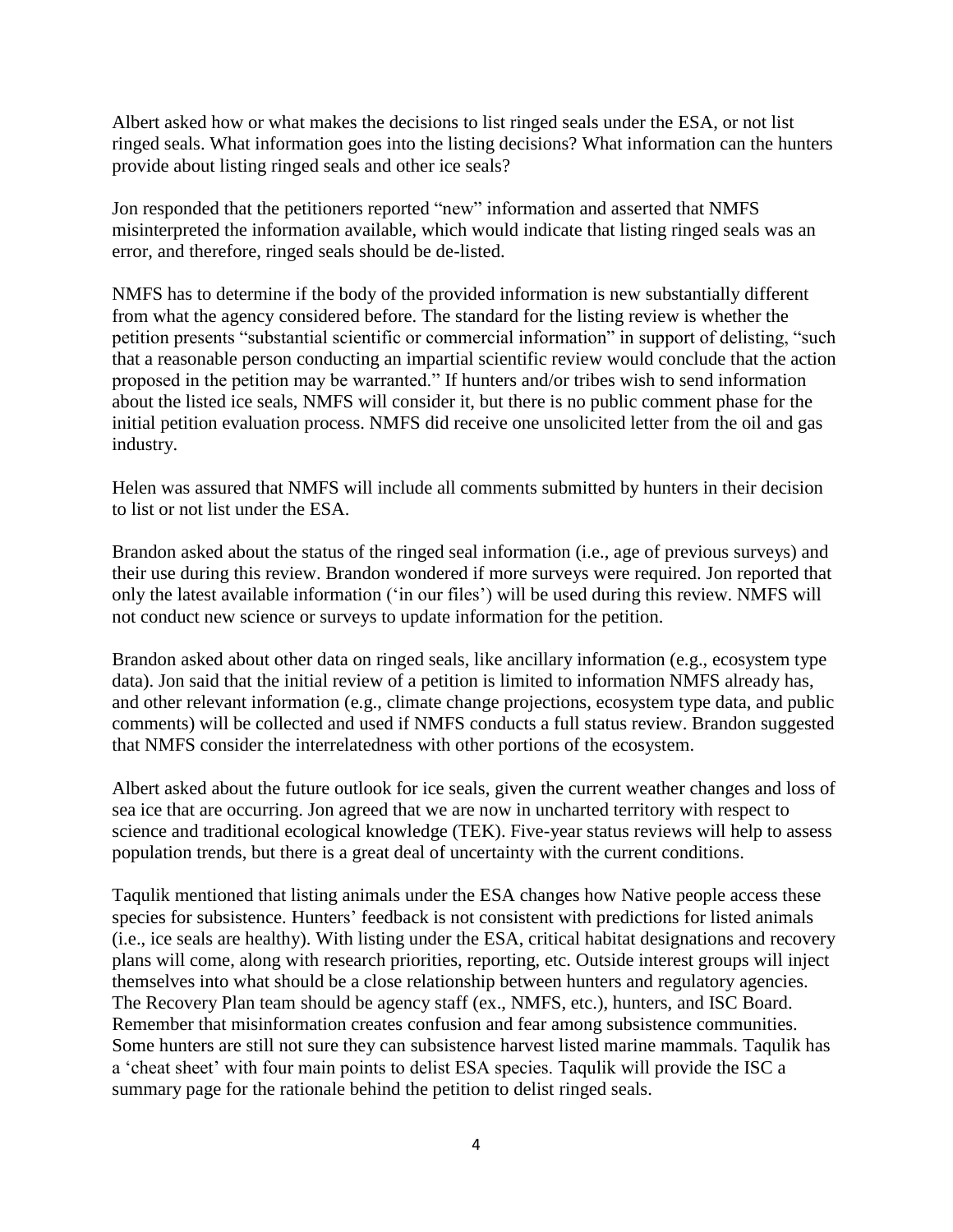Albert asked how or what makes the decisions to list ringed seals under the ESA, or not list ringed seals. What information goes into the listing decisions? What information can the hunters provide about listing ringed seals and other ice seals?

Jon responded that the petitioners reported "new" information and asserted that NMFS misinterpreted the information available, which would indicate that listing ringed seals was an error, and therefore, ringed seals should be de-listed.

NMFS has to determine if the body of the provided information is new substantially different from what the agency considered before. The standard for the listing review is whether the petition presents "substantial scientific or commercial information" in support of delisting, "such that a reasonable person conducting an impartial scientific review would conclude that the action proposed in the petition may be warranted." If hunters and/or tribes wish to send information about the listed ice seals, NMFS will consider it, but there is no public comment phase for the initial petition evaluation process. NMFS did receive one unsolicited letter from the oil and gas industry.

Helen was assured that NMFS will include all comments submitted by hunters in their decision to list or not list under the ESA.

Brandon asked about the status of the ringed seal information (i.e., age of previous surveys) and their use during this review. Brandon wondered if more surveys were required. Jon reported that only the latest available information ('in our files') will be used during this review. NMFS will not conduct new science or surveys to update information for the petition.

Brandon asked about other data on ringed seals, like ancillary information (e.g., ecosystem type data). Jon said that the initial review of a petition is limited to information NMFS already has, and other relevant information (e.g., climate change projections, ecosystem type data, and public comments) will be collected and used if NMFS conducts a full status review. Brandon suggested that NMFS consider the interrelatedness with other portions of the ecosystem.

Albert asked about the future outlook for ice seals, given the current weather changes and loss of sea ice that are occurring. Jon agreed that we are now in uncharted territory with respect to science and traditional ecological knowledge (TEK). Five-year status reviews will help to assess population trends, but there is a great deal of uncertainty with the current conditions.

Taqulik mentioned that listing animals under the ESA changes how Native people access these species for subsistence. Hunters' feedback is not consistent with predictions for listed animals (i.e., ice seals are healthy). With listing under the ESA, critical habitat designations and recovery plans will come, along with research priorities, reporting, etc. Outside interest groups will inject themselves into what should be a close relationship between hunters and regulatory agencies. The Recovery Plan team should be agency staff (ex., NMFS, etc.), hunters, and ISC Board. Remember that misinformation creates confusion and fear among subsistence communities. Some hunters are still not sure they can subsistence harvest listed marine mammals. Taqulik has a 'cheat sheet' with four main points to delist ESA species. Taqulik will provide the ISC a summary page for the rationale behind the petition to delist ringed seals.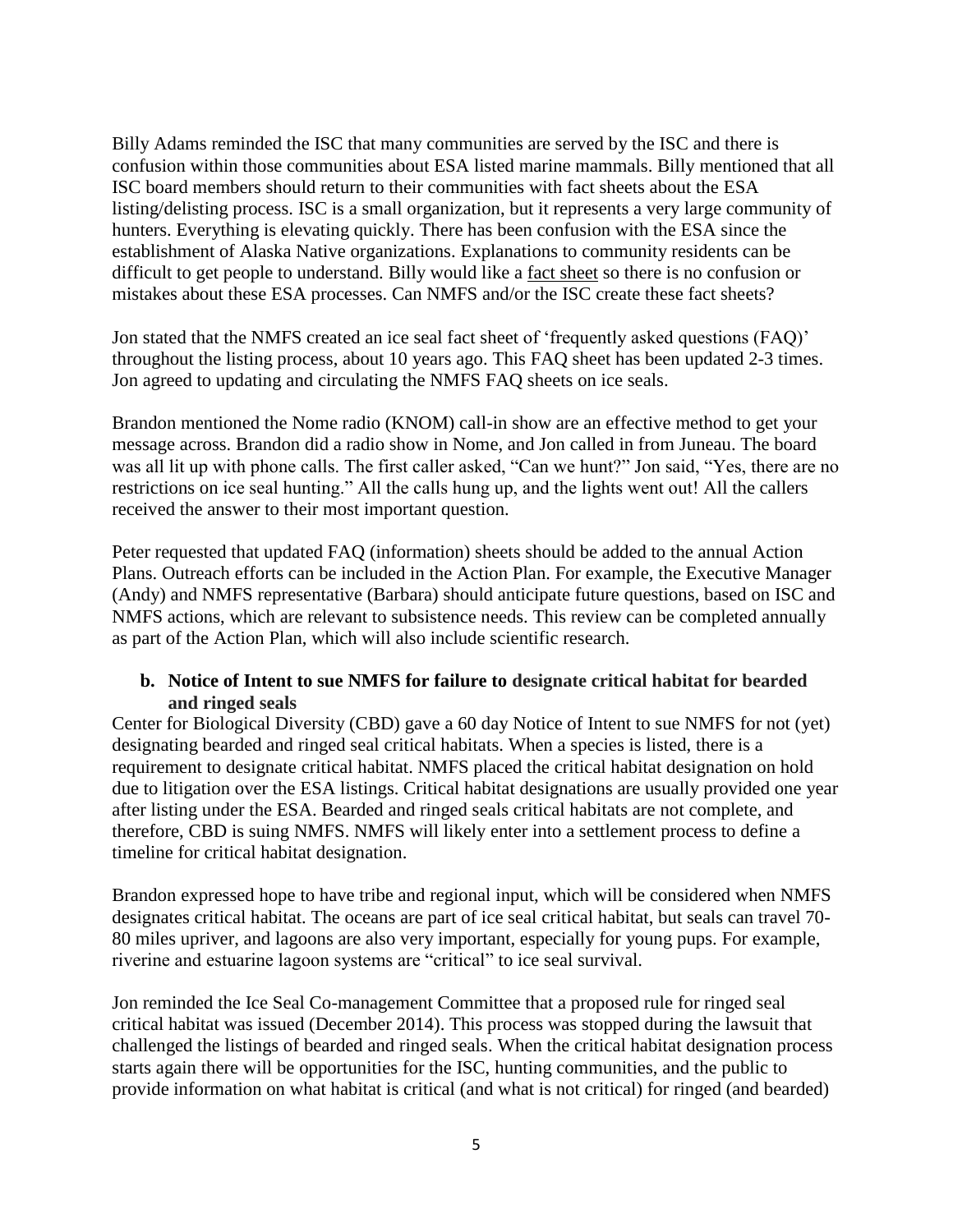Billy Adams reminded the ISC that many communities are served by the ISC and there is confusion within those communities about ESA listed marine mammals. Billy mentioned that all ISC board members should return to their communities with fact sheets about the ESA listing/delisting process. ISC is a small organization, but it represents a very large community of hunters. Everything is elevating quickly. There has been confusion with the ESA since the establishment of Alaska Native organizations. Explanations to community residents can be difficult to get people to understand. Billy would like a fact sheet so there is no confusion or mistakes about these ESA processes. Can NMFS and/or the ISC create these fact sheets?

Jon stated that the NMFS created an ice seal fact sheet of 'frequently asked questions (FAQ)' throughout the listing process, about 10 years ago. This FAQ sheet has been updated 2-3 times. Jon agreed to updating and circulating the NMFS FAQ sheets on ice seals.

Brandon mentioned the Nome radio (KNOM) call-in show are an effective method to get your message across. Brandon did a radio show in Nome, and Jon called in from Juneau. The board was all lit up with phone calls. The first caller asked, "Can we hunt?" Jon said, "Yes, there are no restrictions on ice seal hunting." All the calls hung up, and the lights went out! All the callers received the answer to their most important question.

Peter requested that updated FAQ (information) sheets should be added to the annual Action Plans. Outreach efforts can be included in the Action Plan. For example, the Executive Manager (Andy) and NMFS representative (Barbara) should anticipate future questions, based on ISC and NMFS actions, which are relevant to subsistence needs. This review can be completed annually as part of the Action Plan, which will also include scientific research.

**b. Notice of Intent to sue NMFS for failure to designate critical habitat for bearded and ringed seals**

Center for Biological Diversity (CBD) gave a 60 day Notice of Intent to sue NMFS for not (yet) designating bearded and ringed seal critical habitats. When a species is listed, there is a requirement to designate critical habitat. NMFS placed the critical habitat designation on hold due to litigation over the ESA listings. Critical habitat designations are usually provided one year after listing under the ESA. Bearded and ringed seals critical habitats are not complete, and therefore, CBD is suing NMFS. NMFS will likely enter into a settlement process to define a timeline for critical habitat designation.

Brandon expressed hope to have tribe and regional input, which will be considered when NMFS designates critical habitat. The oceans are part of ice seal critical habitat, but seals can travel 70-80 miles upriver, and lagoons are also very important, especially for young pups. For example, riverine and estuarine lagoon systems are "critical" to ice seal survival.

Jon reminded the Ice Seal Co-management Committee that a proposed rule for ringed seal critical habitat was issued (December 2014). This process was stopped during the lawsuit that challenged the listings of bearded and ringed seals. When the critical habitat designation process starts again there will be opportunities for the ISC, hunting communities, and the public to provide information on what habitat is critical (and what is not critical) for ringed (and bearded)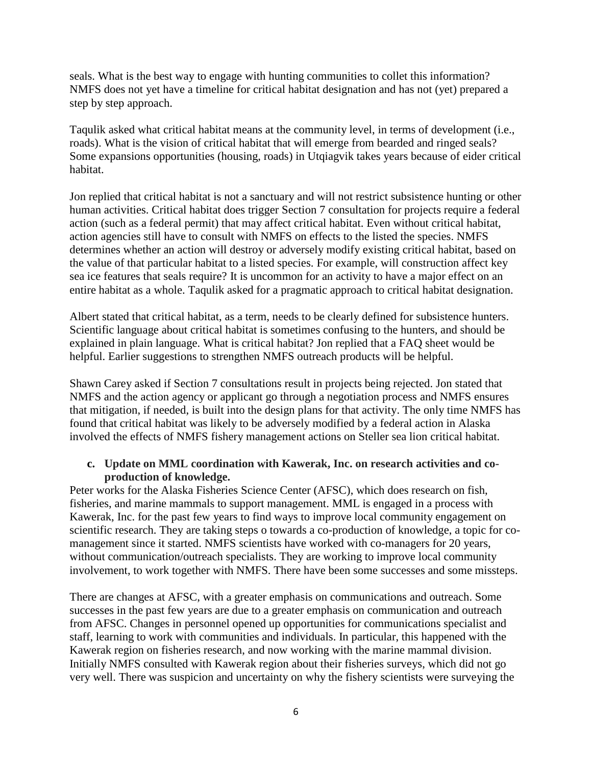seals. What is the best way to engage with hunting communities to collet this information? NMFS does not yet have a timeline for critical habitat designation and has not (yet) prepared a step by step approach.

Taqulik asked what critical habitat means at the community level, in terms of development (i.e., roads). What is the vision of critical habitat that will emerge from bearded and ringed seals? Some expansions opportunities (housing, roads) in Utqiagvik takes years because of eider critical habitat.

Jon replied that critical habitat is not a sanctuary and will not restrict subsistence hunting or other human activities. Critical habitat does trigger Section 7 consultation for projects require a federal action (such as a federal permit) that may affect critical habitat. Even without critical habitat, action agencies still have to consult with NMFS on effects to the listed the species. NMFS determines whether an action will destroy or adversely modify existing critical habitat, based on the value of that particular habitat to a listed species. For example, will construction affect key sea ice features that seals require? It is uncommon for an activity to have a major effect on an entire habitat as a whole. Taqulik asked for a pragmatic approach to critical habitat designation.

Albert stated that critical habitat, as a term, needs to be clearly defined for subsistence hunters. Scientific language about critical habitat is sometimes confusing to the hunters, and should be explained in plain language. What is critical habitat? Jon replied that a FAQ sheet would be helpful. Earlier suggestions to strengthen NMFS outreach products will be helpful.

Shawn Carey asked if Section 7 consultations result in projects being rejected. Jon stated that NMFS and the action agency or applicant go through a negotiation process and NMFS ensures that mitigation, if needed, is built into the design plans for that activity. The only time NMFS has found that critical habitat was likely to be adversely modified by a federal action in Alaska involved the effects of NMFS fishery management actions on Steller sea lion critical habitat.

**c. Update on MML coordination with Kawerak, Inc. on research activities and co-production of knowledge.**

Peter works for the Alaska Fisheries Science Center (AFSC), which does research on fish, fisheries, and marine mammals to support management. MML is engaged in a process with Kawerak, Inc. for the past few years to find ways to improve local community engagement on scientific research. They are taking steps o towards a co-production of knowledge, a topic for co-management since it started. NMFS scientists have worked with co-managers for 20 years, without communication/outreach specialists. They are working to improve local community involvement, to work together with NMFS. There have been some successes and some missteps.

There are changes at AFSC, with a greater emphasis on communications and outreach. Some successes in the past few years are due to a greater emphasis on communication and outreach from AFSC. Changes in personnel opened up opportunities for communications specialist and staff, learning to work with communities and individuals. In particular, this happened with the Kawerak region on fisheries research, and now working with the marine mammal division. Initially NMFS consulted with Kawerak region about their fisheries surveys, which did not go very well. There was suspicion and uncertainty on why the fishery scientists were surveying the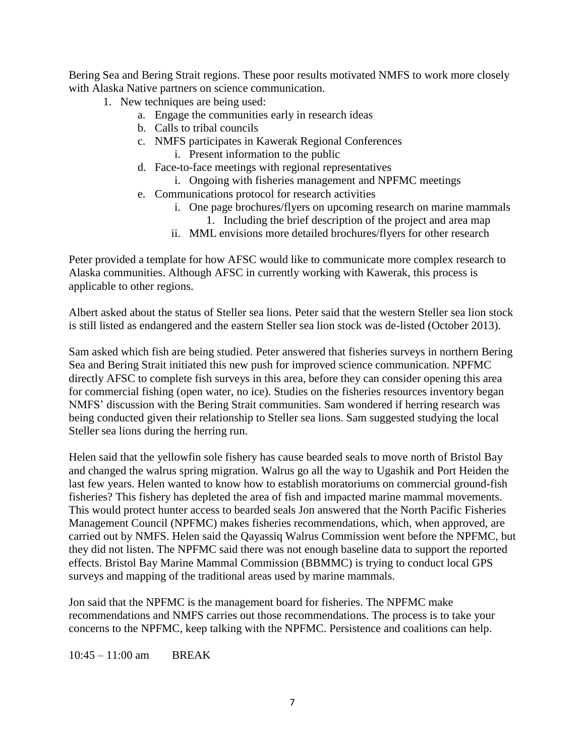Bering Sea and Bering Strait regions. These poor results motivated NMFS to work more closely with Alaska Native partners on science communication.

1. New techniques are being used:
    a. Engage the communities early in research ideas
    b. Calls to tribal councils
    c. NMFS participates in Kawerak Regional Conferences
        i. Present information to the public
    d. Face-to-face meetings with regional representatives
        i. Ongoing with fisheries management and NPFMC meetings
    e. Communications protocol for research activities
        i. One page brochures/flyers on upcoming research on marine mammals
            1. Including the brief description of the project and area map
        ii. MML envisions more detailed brochures/flyers for other research

Peter provided a template for how AFSC would like to communicate more complex research to Alaska communities. Although AFSC in currently working with Kawerak, this process is applicable to other regions.

Albert asked about the status of Steller sea lions. Peter said that the western Steller sea lion stock is still listed as endangered and the eastern Steller sea lion stock was de-listed (October 2013).

Sam asked which fish are being studied. Peter answered that fisheries surveys in northern Bering Sea and Bering Strait initiated this new push for improved science communication. NPFMC directly AFSC to complete fish surveys in this area, before they can consider opening this area for commercial fishing (open water, no ice). Studies on the fisheries resources inventory began NMFS' discussion with the Bering Strait communities. Sam wondered if herring research was being conducted given their relationship to Steller sea lions. Sam suggested studying the local Steller sea lions during the herring run.

Helen said that the yellowfin sole fishery has cause bearded seals to move north of Bristol Bay and changed the walrus spring migration. Walrus go all the way to Ugashik and Port Heiden the last few years. Helen wanted to know how to establish moratoriums on commercial ground-fish fisheries? This fishery has depleted the area of fish and impacted marine mammal movements. This would protect hunter access to bearded seals Jon answered that the North Pacific Fisheries Management Council (NPFMC) makes fisheries recommendations, which, when approved, are carried out by NMFS. Helen said the Qayassiq Walrus Commission went before the NPFMC, but they did not listen. The NPFMC said there was not enough baseline data to support the reported effects. Bristol Bay Marine Mammal Commission (BBMMC) is trying to conduct local GPS surveys and mapping of the traditional areas used by marine mammals.

Jon said that the NPFMC is the management board for fisheries. The NPFMC make recommendations and NMFS carries out those recommendations. The process is to take your concerns to the NPFMC, keep talking with the NPFMC. Persistence and coalitions can help.

10:45 – 11:00 am BREAK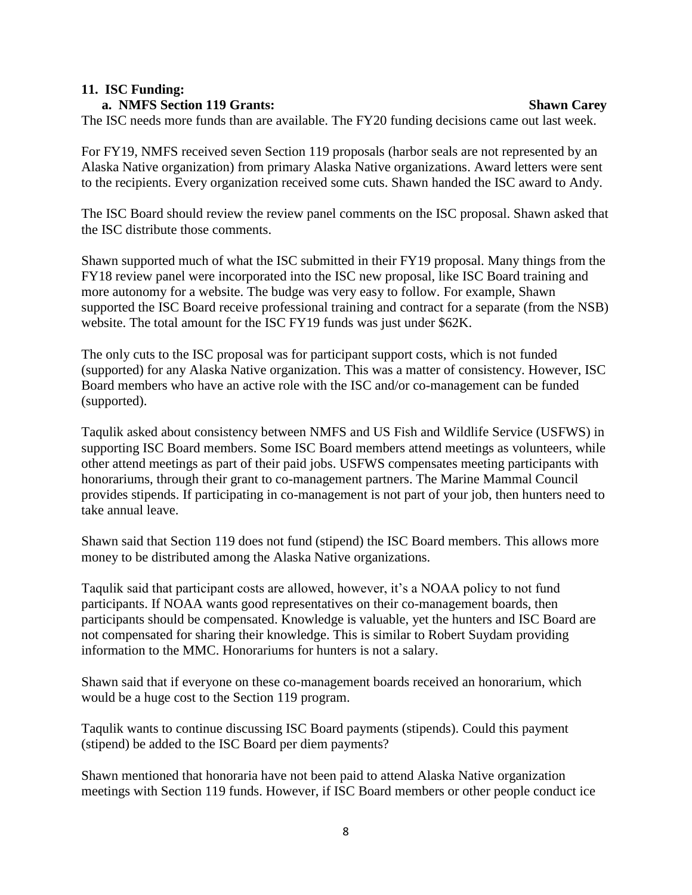### 11. ISC Funding:

**a. NMFS Section 119 Grants: Shawn Carey**

The ISC needs more funds than are available. The FY20 funding decisions came out last week.

For FY19, NMFS received seven Section 119 proposals (harbor seals are not represented by an Alaska Native organization) from primary Alaska Native organizations. Award letters were sent to the recipients. Every organization received some cuts. Shawn handed the ISC award to Andy.

The ISC Board should review the review panel comments on the ISC proposal. Shawn asked that the ISC distribute those comments.

Shawn supported much of what the ISC submitted in their FY19 proposal. Many things from the FY18 review panel were incorporated into the ISC new proposal, like ISC Board training and more autonomy for a website. The budge was very easy to follow. For example, Shawn supported the ISC Board receive professional training and contract for a separate (from the NSB) website. The total amount for the ISC FY19 funds was just under $62K.

The only cuts to the ISC proposal was for participant support costs, which is not funded (supported) for any Alaska Native organization. This was a matter of consistency. However, ISC Board members who have an active role with the ISC and/or co-management can be funded (supported).

Taqulik asked about consistency between NMFS and US Fish and Wildlife Service (USFWS) in supporting ISC Board members. Some ISC Board members attend meetings as volunteers, while other attend meetings as part of their paid jobs. USFWS compensates meeting participants with honorariums, through their grant to co-management partners. The Marine Mammal Council provides stipends. If participating in co-management is not part of your job, then hunters need to take annual leave.

Shawn said that Section 119 does not fund (stipend) the ISC Board members. This allows more money to be distributed among the Alaska Native organizations.

Taqulik said that participant costs are allowed, however, it's a NOAA policy to not fund participants. If NOAA wants good representatives on their co-management boards, then participants should be compensated. Knowledge is valuable, yet the hunters and ISC Board are not compensated for sharing their knowledge. This is similar to Robert Suydam providing information to the MMC. Honorariums for hunters is not a salary.

Shawn said that if everyone on these co-management boards received an honorarium, which would be a huge cost to the Section 119 program.

Taqulik wants to continue discussing ISC Board payments (stipends). Could this payment (stipend) be added to the ISC Board per diem payments?

Shawn mentioned that honoraria have not been paid to attend Alaska Native organization meetings with Section 119 funds. However, if ISC Board members or other people conduct ice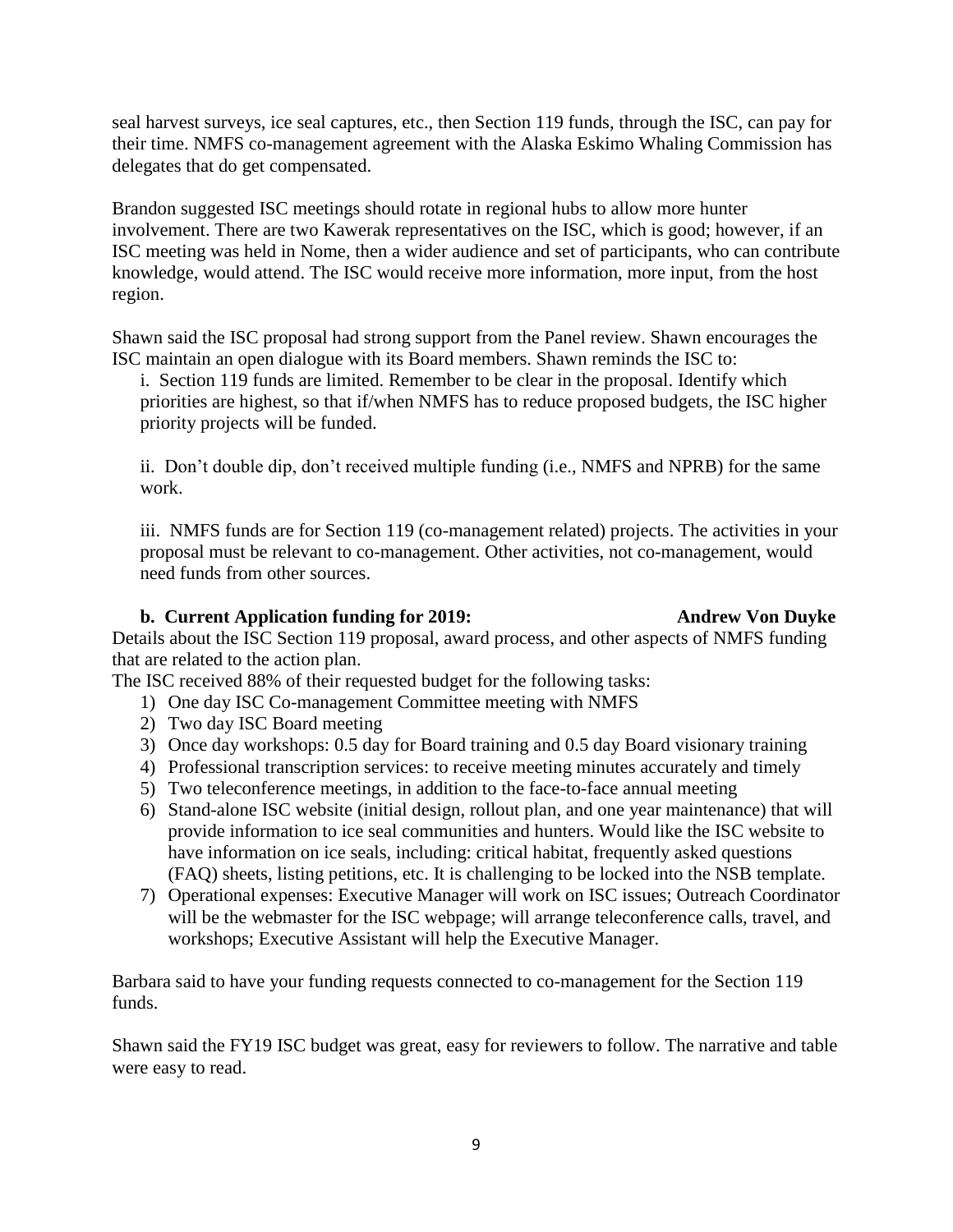seal harvest surveys, ice seal captures, etc., then Section 119 funds, through the ISC, can pay for their time. NMFS co-management agreement with the Alaska Eskimo Whaling Commission has delegates that do get compensated.

Brandon suggested ISC meetings should rotate in regional hubs to allow more hunter involvement. There are two Kawerak representatives on the ISC, which is good; however, if an ISC meeting was held in Nome, then a wider audience and set of participants, who can contribute knowledge, would attend. The ISC would receive more information, more input, from the host region.

Shawn said the ISC proposal had strong support from the Panel review. Shawn encourages the ISC maintain an open dialogue with its Board members. Shawn reminds the ISC to:

i. Section 119 funds are limited. Remember to be clear in the proposal. Identify which priorities are highest, so that if/when NMFS has to reduce proposed budgets, the ISC higher priority projects will be funded.

ii. Don't double dip, don't received multiple funding (i.e., NMFS and NPRB) for the same work.

iii. NMFS funds are for Section 119 (co-management related) projects. The activities in your proposal must be relevant to co-management. Other activities, not co-management, would need funds from other sources.

**b. Current Application funding for 2019: Andrew Von Duyke**

Details about the ISC Section 119 proposal, award process, and other aspects of NMFS funding that are related to the action plan.

The ISC received 88% of their requested budget for the following tasks:

1) One day ISC Co-management Committee meeting with NMFS
2) Two day ISC Board meeting
3) Once day workshops: 0.5 day for Board training and 0.5 day Board visionary training
4) Professional transcription services: to receive meeting minutes accurately and timely
5) Two teleconference meetings, in addition to the face-to-face annual meeting
6) Stand-alone ISC website (initial design, rollout plan, and one year maintenance) that will provide information to ice seal communities and hunters. Would like the ISC website to have information on ice seals, including: critical habitat, frequently asked questions (FAQ) sheets, listing petitions, etc. It is challenging to be locked into the NSB template.
7) Operational expenses: Executive Manager will work on ISC issues; Outreach Coordinator will be the webmaster for the ISC webpage; will arrange teleconference calls, travel, and workshops; Executive Assistant will help the Executive Manager.

Barbara said to have your funding requests connected to co-management for the Section 119 funds.

Shawn said the FY19 ISC budget was great, easy for reviewers to follow. The narrative and table were easy to read.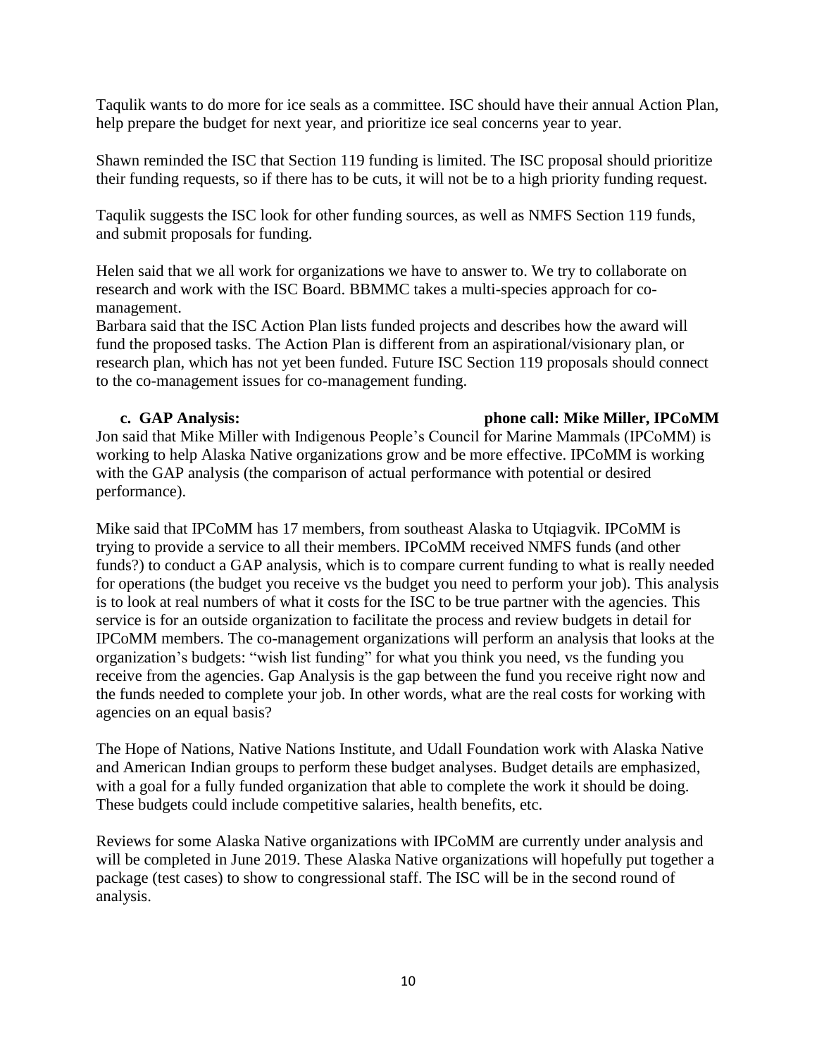Taqulik wants to do more for ice seals as a committee. ISC should have their annual Action Plan, help prepare the budget for next year, and prioritize ice seal concerns year to year.

Shawn reminded the ISC that Section 119 funding is limited. The ISC proposal should prioritize their funding requests, so if there has to be cuts, it will not be to a high priority funding request.

Taqulik suggests the ISC look for other funding sources, as well as NMFS Section 119 funds, and submit proposals for funding.

Helen said that we all work for organizations we have to answer to. We try to collaborate on research and work with the ISC Board. BBMMC takes a multi-species approach for co-management.

Barbara said that the ISC Action Plan lists funded projects and describes how the award will fund the proposed tasks. The Action Plan is different from an aspirational/visionary plan, or research plan, which has not yet been funded. Future ISC Section 119 proposals should connect to the co-management issues for co-management funding.

**c. GAP Analysis: phone call: Mike Miller, IPCoMM**

Jon said that Mike Miller with Indigenous People's Council for Marine Mammals (IPCoMM) is working to help Alaska Native organizations grow and be more effective. IPCoMM is working with the GAP analysis (the comparison of actual performance with potential or desired performance).

Mike said that IPCoMM has 17 members, from southeast Alaska to Utqiagvik. IPCoMM is trying to provide a service to all their members. IPCoMM received NMFS funds (and other funds?) to conduct a GAP analysis, which is to compare current funding to what is really needed for operations (the budget you receive vs the budget you need to perform your job). This analysis is to look at real numbers of what it costs for the ISC to be true partner with the agencies. This service is for an outside organization to facilitate the process and review budgets in detail for IPCoMM members. The co-management organizations will perform an analysis that looks at the organization's budgets: "wish list funding" for what you think you need, vs the funding you receive from the agencies. Gap Analysis is the gap between the fund you receive right now and the funds needed to complete your job. In other words, what are the real costs for working with agencies on an equal basis?

The Hope of Nations, Native Nations Institute, and Udall Foundation work with Alaska Native and American Indian groups to perform these budget analyses. Budget details are emphasized, with a goal for a fully funded organization that able to complete the work it should be doing. These budgets could include competitive salaries, health benefits, etc.

Reviews for some Alaska Native organizations with IPCoMM are currently under analysis and will be completed in June 2019. These Alaska Native organizations will hopefully put together a package (test cases) to show to congressional staff. The ISC will be in the second round of analysis.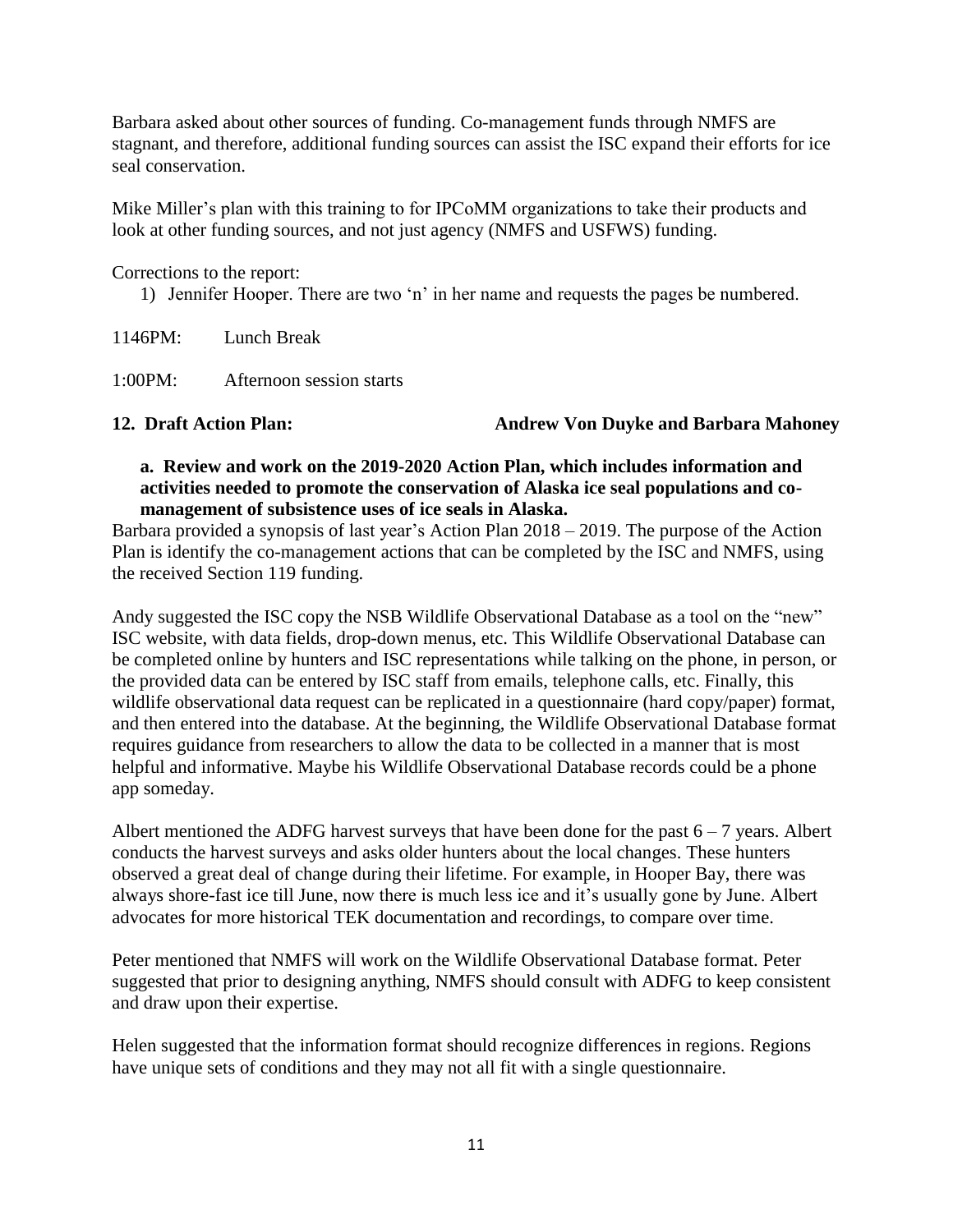Barbara asked about other sources of funding. Co-management funds through NMFS are stagnant, and therefore, additional funding sources can assist the ISC expand their efforts for ice seal conservation.

Mike Miller's plan with this training to for IPCoMM organizations to take their products and look at other funding sources, and not just agency (NMFS and USFWS) funding.

Corrections to the report:

1) Jennifer Hooper. There are two 'n' in her name and requests the pages be numbered.

1146PM: Lunch Break

1:00PM: Afternoon session starts

**12. Draft Action Plan: Andrew Von Duyke and Barbara Mahoney**

**a. Review and work on the 2019-2020 Action Plan, which includes information and activities needed to promote the conservation of Alaska ice seal populations and co-management of subsistence uses of ice seals in Alaska.**

Barbara provided a synopsis of last year's Action Plan 2018 – 2019. The purpose of the Action Plan is identify the co-management actions that can be completed by the ISC and NMFS, using the received Section 119 funding.

Andy suggested the ISC copy the NSB Wildlife Observational Database as a tool on the "new" ISC website, with data fields, drop-down menus, etc. This Wildlife Observational Database can be completed online by hunters and ISC representations while talking on the phone, in person, or the provided data can be entered by ISC staff from emails, telephone calls, etc. Finally, this wildlife observational data request can be replicated in a questionnaire (hard copy/paper) format, and then entered into the database. At the beginning, the Wildlife Observational Database format requires guidance from researchers to allow the data to be collected in a manner that is most helpful and informative. Maybe his Wildlife Observational Database records could be a phone app someday.

Albert mentioned the ADFG harvest surveys that have been done for the past 6 – 7 years. Albert conducts the harvest surveys and asks older hunters about the local changes. These hunters observed a great deal of change during their lifetime. For example, in Hooper Bay, there was always shore-fast ice till June, now there is much less ice and it's usually gone by June. Albert advocates for more historical TEK documentation and recordings, to compare over time.

Peter mentioned that NMFS will work on the Wildlife Observational Database format. Peter suggested that prior to designing anything, NMFS should consult with ADFG to keep consistent and draw upon their expertise.

Helen suggested that the information format should recognize differences in regions. Regions have unique sets of conditions and they may not all fit with a single questionnaire.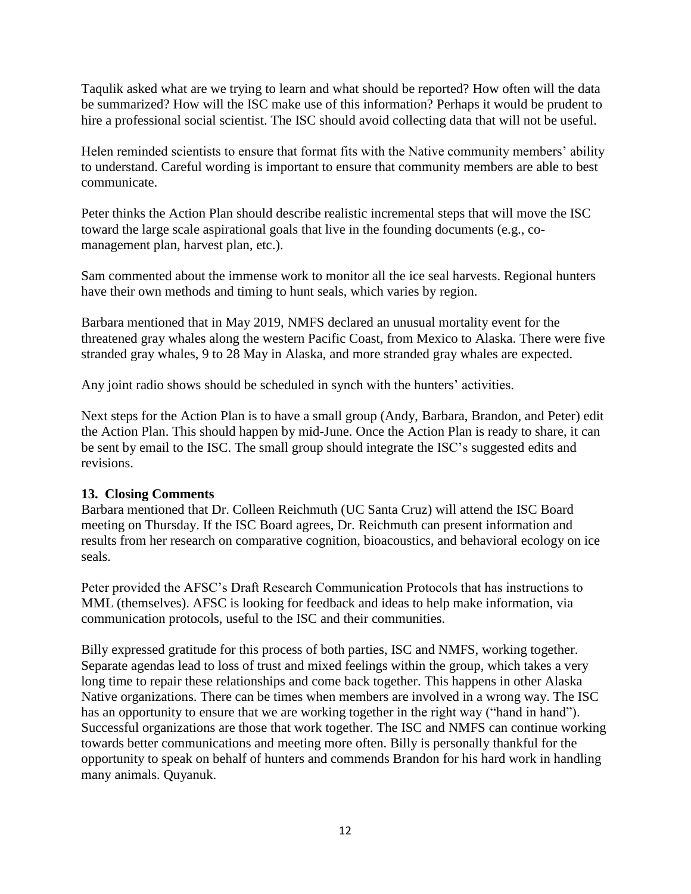Taqulik asked what are we trying to learn and what should be reported? How often will the data be summarized? How will the ISC make use of this information? Perhaps it would be prudent to hire a professional social scientist. The ISC should avoid collecting data that will not be useful.

Helen reminded scientists to ensure that format fits with the Native community members' ability to understand. Careful wording is important to ensure that community members are able to best communicate.

Peter thinks the Action Plan should describe realistic incremental steps that will move the ISC toward the large scale aspirational goals that live in the founding documents (e.g., co-management plan, harvest plan, etc.).

Sam commented about the immense work to monitor all the ice seal harvests. Regional hunters have their own methods and timing to hunt seals, which varies by region.

Barbara mentioned that in May 2019, NMFS declared an unusual mortality event for the threatened gray whales along the western Pacific Coast, from Mexico to Alaska. There were five stranded gray whales, 9 to 28 May in Alaska, and more stranded gray whales are expected.

Any joint radio shows should be scheduled in synch with the hunters' activities.

Next steps for the Action Plan is to have a small group (Andy, Barbara, Brandon, and Peter) edit the Action Plan. This should happen by mid-June. Once the Action Plan is ready to share, it can be sent by email to the ISC. The small group should integrate the ISC's suggested edits and revisions.

### 13. Closing Comments

Barbara mentioned that Dr. Colleen Reichmuth (UC Santa Cruz) will attend the ISC Board meeting on Thursday. If the ISC Board agrees, Dr. Reichmuth can present information and results from her research on comparative cognition, bioacoustics, and behavioral ecology on ice seals.

Peter provided the AFSC's Draft Research Communication Protocols that has instructions to MML (themselves). AFSC is looking for feedback and ideas to help make information, via communication protocols, useful to the ISC and their communities.

Billy expressed gratitude for this process of both parties, ISC and NMFS, working together. Separate agendas lead to loss of trust and mixed feelings within the group, which takes a very long time to repair these relationships and come back together. This happens in other Alaska Native organizations. There can be times when members are involved in a wrong way. The ISC has an opportunity to ensure that we are working together in the right way ("hand in hand"). Successful organizations are those that work together. The ISC and NMFS can continue working towards better communications and meeting more often. Billy is personally thankful for the opportunity to speak on behalf of hunters and commends Brandon for his hard work in handling many animals. Quyanuk.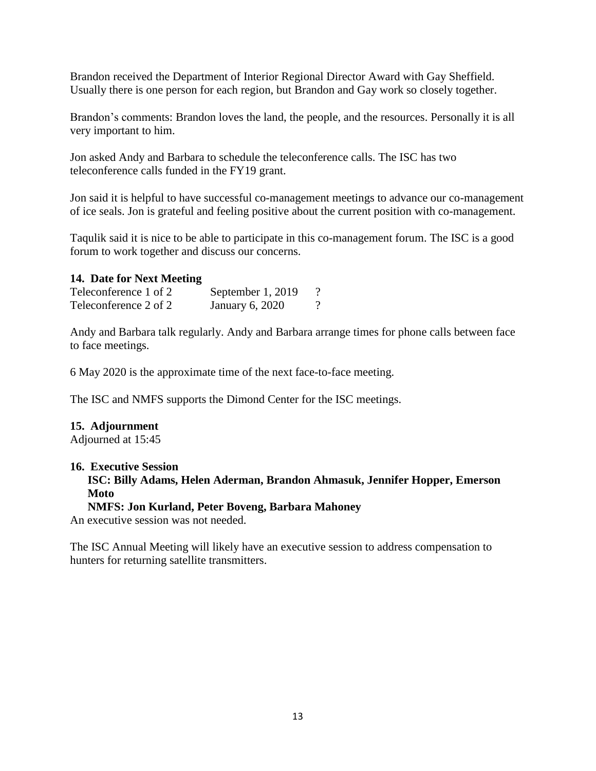Brandon received the Department of Interior Regional Director Award with Gay Sheffield. Usually there is one person for each region, but Brandon and Gay work so closely together.

Brandon's comments: Brandon loves the land, the people, and the resources. Personally it is all very important to him.

Jon asked Andy and Barbara to schedule the teleconference calls. The ISC has two teleconference calls funded in the FY19 grant.

Jon said it is helpful to have successful co-management meetings to advance our co-management of ice seals. Jon is grateful and feeling positive about the current position with co-management.

Taqulik said it is nice to be able to participate in this co-management forum. The ISC is a good forum to work together and discuss our concerns.

**14. Date for Next Meeting**

| | | |
|---|---|---|
| Teleconference 1 of 2 | September 1, 2019 | ? |
| Teleconference 2 of 2 | January 6, 2020 | ? |

Andy and Barbara talk regularly. Andy and Barbara arrange times for phone calls between face to face meetings.

6 May 2020 is the approximate time of the next face-to-face meeting.

The ISC and NMFS supports the Dimond Center for the ISC meetings.

**15. Adjournment**

Adjourned at 15:45

**16. Executive Session**

**ISC: Billy Adams, Helen Aderman, Brandon Ahmasuk, Jennifer Hopper, Emerson Moto**

**NMFS: Jon Kurland, Peter Boveng, Barbara Mahoney**

An executive session was not needed.

The ISC Annual Meeting will likely have an executive session to address compensation to hunters for returning satellite transmitters.